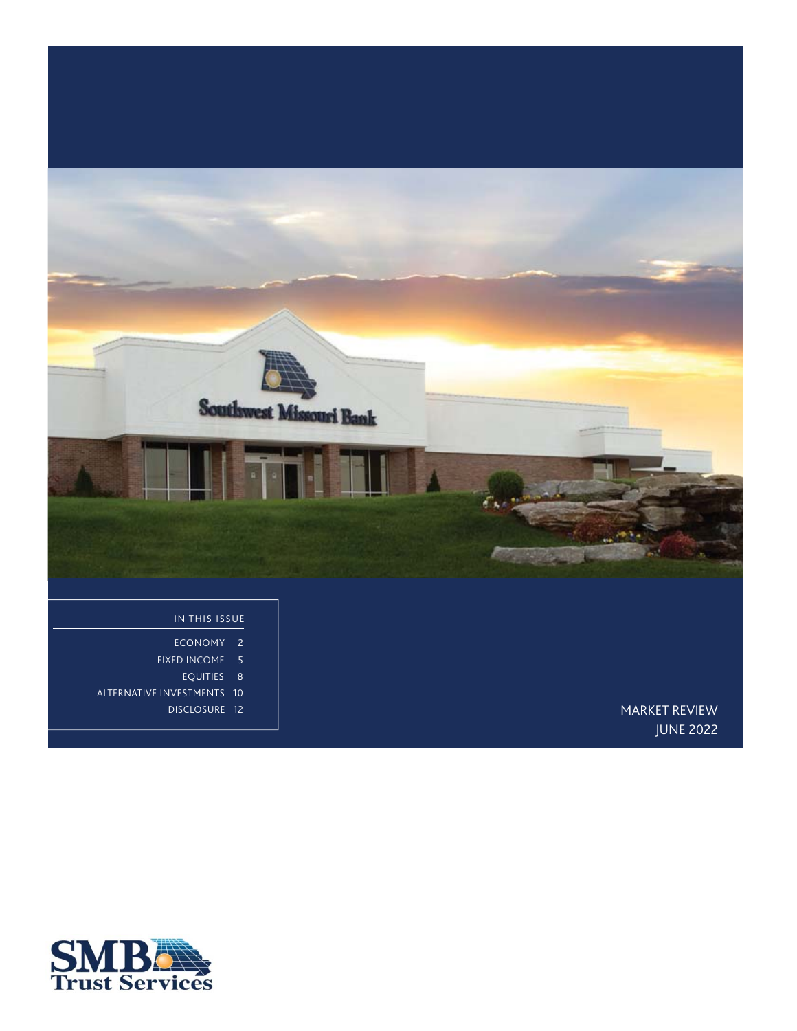# MARKET REVIEW
## JUNE 2022

### IN THIS ISSUE

| | |
|---|---|
| ECONOMY | 2 |
| FIXED INCOME | 5 |
| EQUITIES | 8 |
| ALTERNATIVE INVESTMENTS | 10 |
| DISCLOSURE | 12 |

SMB Trust Services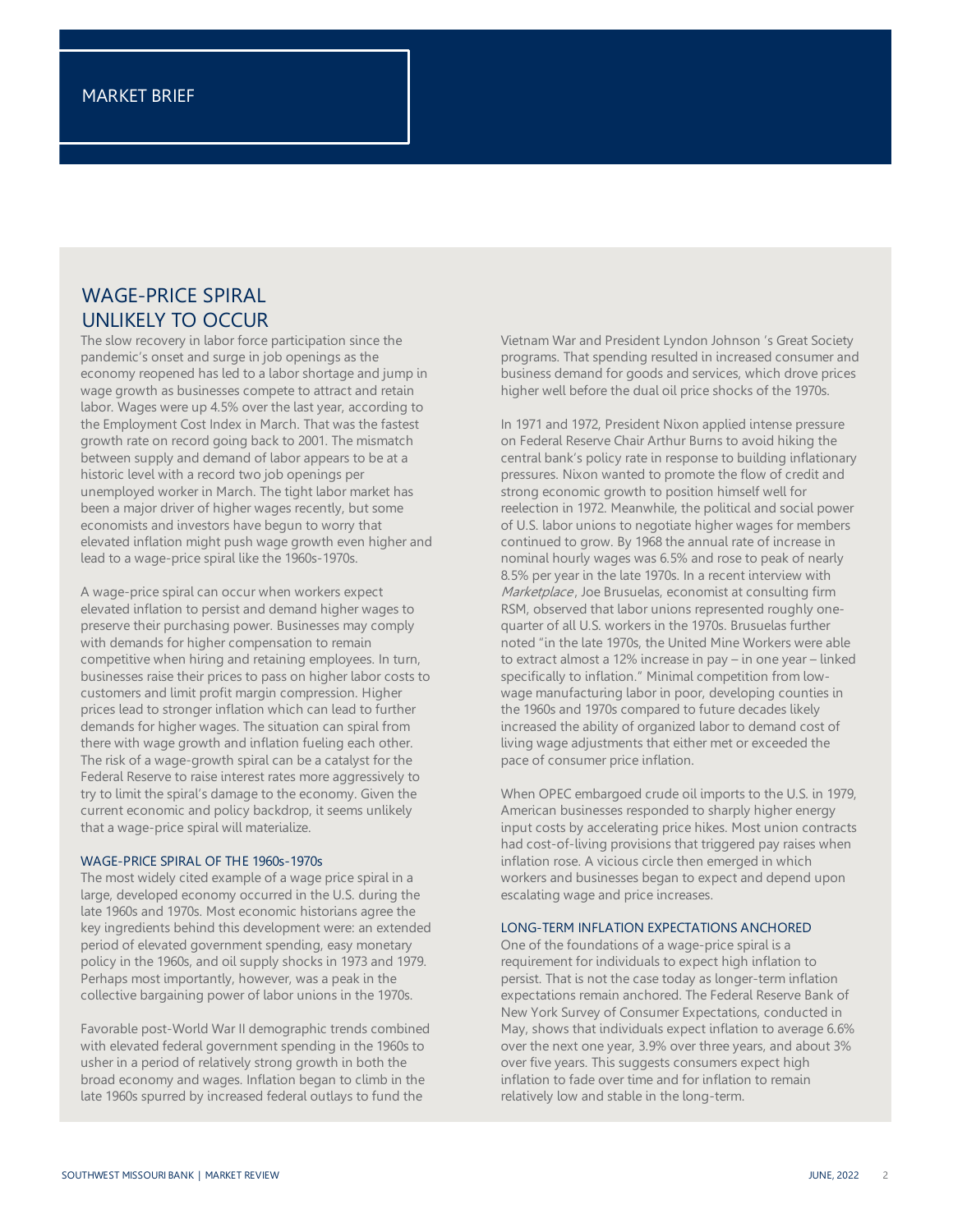MARKET BRIEF

## WAGE-PRICE SPIRAL UNLIKELY TO OCCUR

The slow recovery in labor force participation since the pandemic's onset and surge in job openings as the economy reopened has led to a labor shortage and jump in wage growth as businesses compete to attract and retain labor. Wages were up 4.5% over the last year, according to the Employment Cost Index in March. That was the fastest growth rate on record going back to 2001. The mismatch between supply and demand of labor appears to be at a historic level with a record two job openings per unemployed worker in March. The tight labor market has been a major driver of higher wages recently, but some economists and investors have begun to worry that elevated inflation might push wage growth even higher and lead to a wage-price spiral like the 1960s-1970s.

A wage-price spiral can occur when workers expect elevated inflation to persist and demand higher wages to preserve their purchasing power. Businesses may comply with demands for higher compensation to remain competitive when hiring and retaining employees. In turn, businesses raise their prices to pass on higher labor costs to customers and limit profit margin compression. Higher prices lead to stronger inflation which can lead to further demands for higher wages. The situation can spiral from there with wage growth and inflation fueling each other. The risk of a wage-growth spiral can be a catalyst for the Federal Reserve to raise interest rates more aggressively to try to limit the spiral's damage to the economy. Given the current economic and policy backdrop, it seems unlikely that a wage-price spiral will materialize.

### WAGE-PRICE SPIRAL OF THE 1960s-1970s

The most widely cited example of a wage price spiral in a large, developed economy occurred in the U.S. during the late 1960s and 1970s. Most economic historians agree the key ingredients behind this development were: an extended period of elevated government spending, easy monetary policy in the 1960s, and oil supply shocks in 1973 and 1979. Perhaps most importantly, however, was a peak in the collective bargaining power of labor unions in the 1970s.

Favorable post-World War II demographic trends combined with elevated federal government spending in the 1960s to usher in a period of relatively strong growth in both the broad economy and wages. Inflation began to climb in the late 1960s spurred by increased federal outlays to fund the Vietnam War and President Lyndon Johnson 's Great Society programs. That spending resulted in increased consumer and business demand for goods and services, which drove prices higher well before the dual oil price shocks of the 1970s.

In 1971 and 1972, President Nixon applied intense pressure on Federal Reserve Chair Arthur Burns to avoid hiking the central bank's policy rate in response to building inflationary pressures. Nixon wanted to promote the flow of credit and strong economic growth to position himself well for reelection in 1972. Meanwhile, the political and social power of U.S. labor unions to negotiate higher wages for members continued to grow. By 1968 the annual rate of increase in nominal hourly wages was 6.5% and rose to peak of nearly 8.5% per year in the late 1970s. In a recent interview with *Marketplace*, Joe Brusuelas, economist at consulting firm RSM, observed that labor unions represented roughly one-quarter of all U.S. workers in the 1970s. Brusuelas further noted "in the late 1970s, the United Mine Workers were able to extract almost a 12% increase in pay – in one year – linked specifically to inflation." Minimal competition from low-wage manufacturing labor in poor, developing counties in the 1960s and 1970s compared to future decades likely increased the ability of organized labor to demand cost of living wage adjustments that either met or exceeded the pace of consumer price inflation.

When OPEC embargoed crude oil imports to the U.S. in 1979, American businesses responded to sharply higher energy input costs by accelerating price hikes. Most union contracts had cost-of-living provisions that triggered pay raises when inflation rose. A vicious circle then emerged in which workers and businesses began to expect and depend upon escalating wage and price increases.

### LONG-TERM INFLATION EXPECTATIONS ANCHORED

One of the foundations of a wage-price spiral is a requirement for individuals to expect high inflation to persist. That is not the case today as longer-term inflation expectations remain anchored. The Federal Reserve Bank of New York Survey of Consumer Expectations, conducted in May, shows that individuals expect inflation to average 6.6% over the next one year, 3.9% over three years, and about 3% over five years. This suggests consumers expect high inflation to fade over time and for inflation to remain relatively low and stable in the long-term.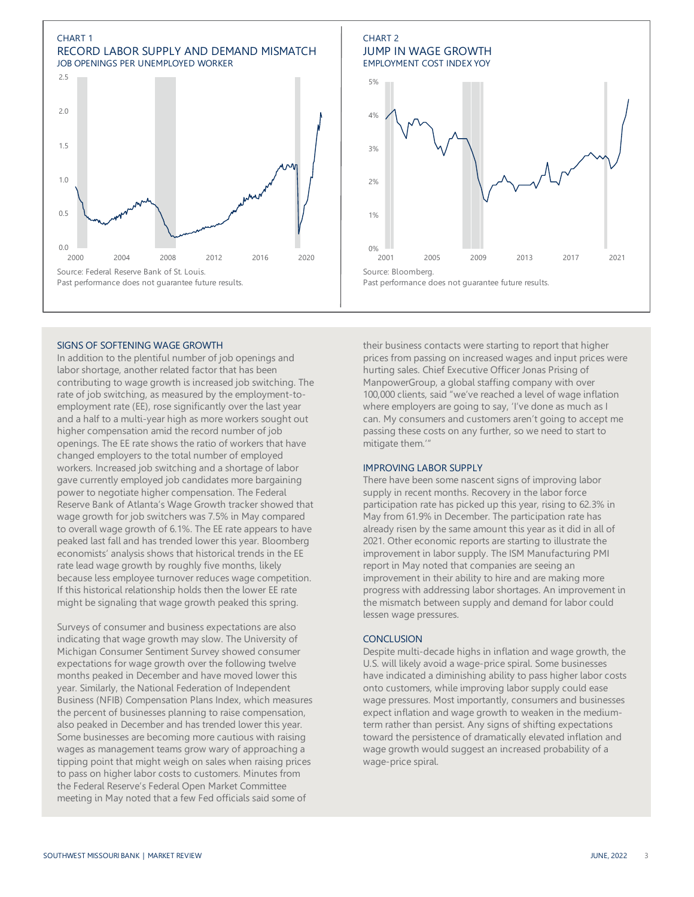CHART 1

RECORD LABOR SUPPLY AND DEMAND MISMATCH

JOB OPENINGS PER UNEMPLOYED WORKER

Source: Federal Reserve Bank of St. Louis.
Past performance does not guarantee future results.

CHART 2

JUMP IN WAGE GROWTH

EMPLOYMENT COST INDEX YOY

Source: Bloomberg.
Past performance does not guarantee future results.

## SIGNS OF SOFTENING WAGE GROWTH

In addition to the plentiful number of job openings and labor shortage, another related factor that has been contributing to wage growth is increased job switching. The rate of job switching, as measured by the employment-to-employment rate (EE), rose significantly over the last year and a half to a multi-year high as more workers sought out higher compensation amid the record number of job openings. The EE rate shows the ratio of workers that have changed employers to the total number of employed workers. Increased job switching and a shortage of labor gave currently employed job candidates more bargaining power to negotiate higher compensation. The Federal Reserve Bank of Atlanta's Wage Growth tracker showed that wage growth for job switchers was 7.5% in May compared to overall wage growth of 6.1%. The EE rate appears to have peaked last fall and has trended lower this year. Bloomberg economists' analysis shows that historical trends in the EE rate lead wage growth by roughly five months, likely because less employee turnover reduces wage competition. If this historical relationship holds then the lower EE rate might be signaling that wage growth peaked this spring.

Surveys of consumer and business expectations are also indicating that wage growth may slow. The University of Michigan Consumer Sentiment Survey showed consumer expectations for wage growth over the following twelve months peaked in December and have moved lower this year. Similarly, the National Federation of Independent Business (NFIB) Compensation Plans Index, which measures the percent of businesses planning to raise compensation, also peaked in December and has trended lower this year. Some businesses are becoming more cautious with raising wages as management teams grow wary of approaching a tipping point that might weigh on sales when raising prices to pass on higher labor costs to customers. Minutes from the Federal Reserve's Federal Open Market Committee meeting in May noted that a few Fed officials said some of their business contacts were starting to report that higher prices from passing on increased wages and input prices were hurting sales. Chief Executive Officer Jonas Prising of ManpowerGroup, a global staffing company with over 100,000 clients, said "we've reached a level of wage inflation where employers are going to say, 'I've done as much as I can. My consumers and customers aren't going to accept me passing these costs on any further, so we need to start to mitigate them.'"

## IMPROVING LABOR SUPPLY

There have been some nascent signs of improving labor supply in recent months. Recovery in the labor force participation rate has picked up this year, rising to 62.3% in May from 61.9% in December. The participation rate has already risen by the same amount this year as it did in all of 2021. Other economic reports are starting to illustrate the improvement in labor supply. The ISM Manufacturing PMI report in May noted that companies are seeing an improvement in their ability to hire and are making more progress with addressing labor shortages. An improvement in the mismatch between supply and demand for labor could lessen wage pressures.

## CONCLUSION

Despite multi-decade highs in inflation and wage growth, the U.S. will likely avoid a wage-price spiral. Some businesses have indicated a diminishing ability to pass higher labor costs onto customers, while improving labor supply could ease wage pressures. Most importantly, consumers and businesses expect inflation and wage growth to weaken in the medium-term rather than persist. Any signs of shifting expectations toward the persistence of dramatically elevated inflation and wage growth would suggest an increased probability of a wage-price spiral.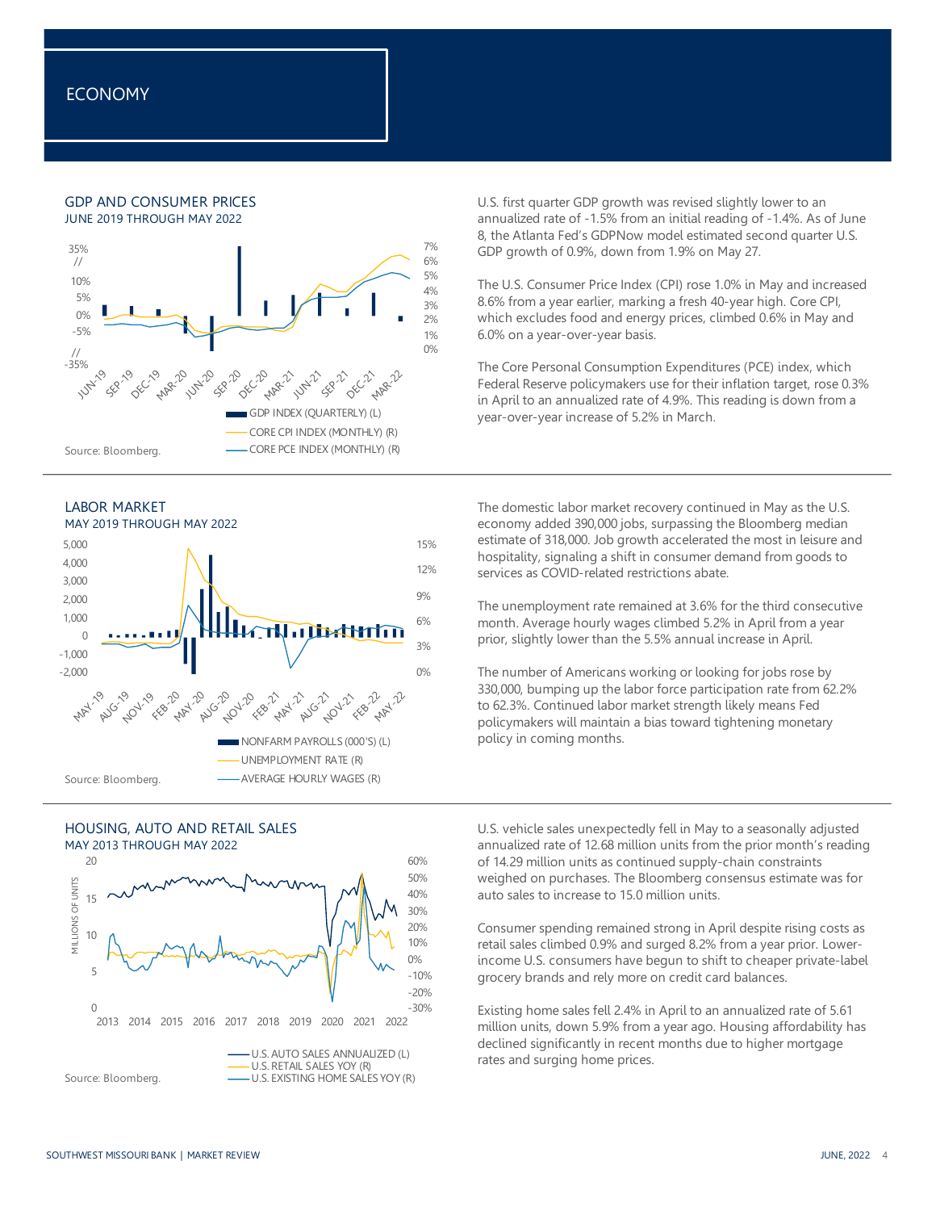# ECONOMY

## GDP AND CONSUMER PRICES

JUNE 2019 THROUGH MAY 2022

Source: Bloomberg.

U.S. first quarter GDP growth was revised slightly lower to an annualized rate of -1.5% from an initial reading of -1.4%. As of June 8, the Atlanta Fed's GDPNow model estimated second quarter U.S. GDP growth of 0.9%, down from 1.9% on May 27.

The U.S. Consumer Price Index (CPI) rose 1.0% in May and increased 8.6% from a year earlier, marking a fresh 40-year high. Core CPI, which excludes food and energy prices, climbed 0.6% in May and 6.0% on a year-over-year basis.

The Core Personal Consumption Expenditures (PCE) index, which Federal Reserve policymakers use for their inflation target, rose 0.3% in April to an annualized rate of 4.9%. This reading is down from a year-over-year increase of 5.2% in March.

## LABOR MARKET

MAY 2019 THROUGH MAY 2022

Source: Bloomberg.

The domestic labor market recovery continued in May as the U.S. economy added 390,000 jobs, surpassing the Bloomberg median estimate of 318,000. Job growth accelerated the most in leisure and hospitality, signaling a shift in consumer demand from goods to services as COVID-related restrictions abate.

The unemployment rate remained at 3.6% for the third consecutive month. Average hourly wages climbed 5.2% in April from a year prior, slightly lower than the 5.5% annual increase in April.

The number of Americans working or looking for jobs rose by 330,000, bumping up the labor force participation rate from 62.2% to 62.3%. Continued labor market strength likely means Fed policymakers will maintain a bias toward tightening monetary policy in coming months.

## HOUSING, AUTO AND RETAIL SALES

MAY 2013 THROUGH MAY 2022

Source: Bloomberg.

U.S. vehicle sales unexpectedly fell in May to a seasonally adjusted annualized rate of 12.68 million units from the prior month's reading of 14.29 million units as continued supply-chain constraints weighed on purchases. The Bloomberg consensus estimate was for auto sales to increase to 15.0 million units.

Consumer spending remained strong in April despite rising costs as retail sales climbed 0.9% and surged 8.2% from a year prior. Lower-income U.S. consumers have begun to shift to cheaper private-label grocery brands and rely more on credit card balances.

Existing home sales fell 2.4% in April to an annualized rate of 5.61 million units, down 5.9% from a year ago. Housing affordability has declined significantly in recent months due to higher mortgage rates and surging home prices.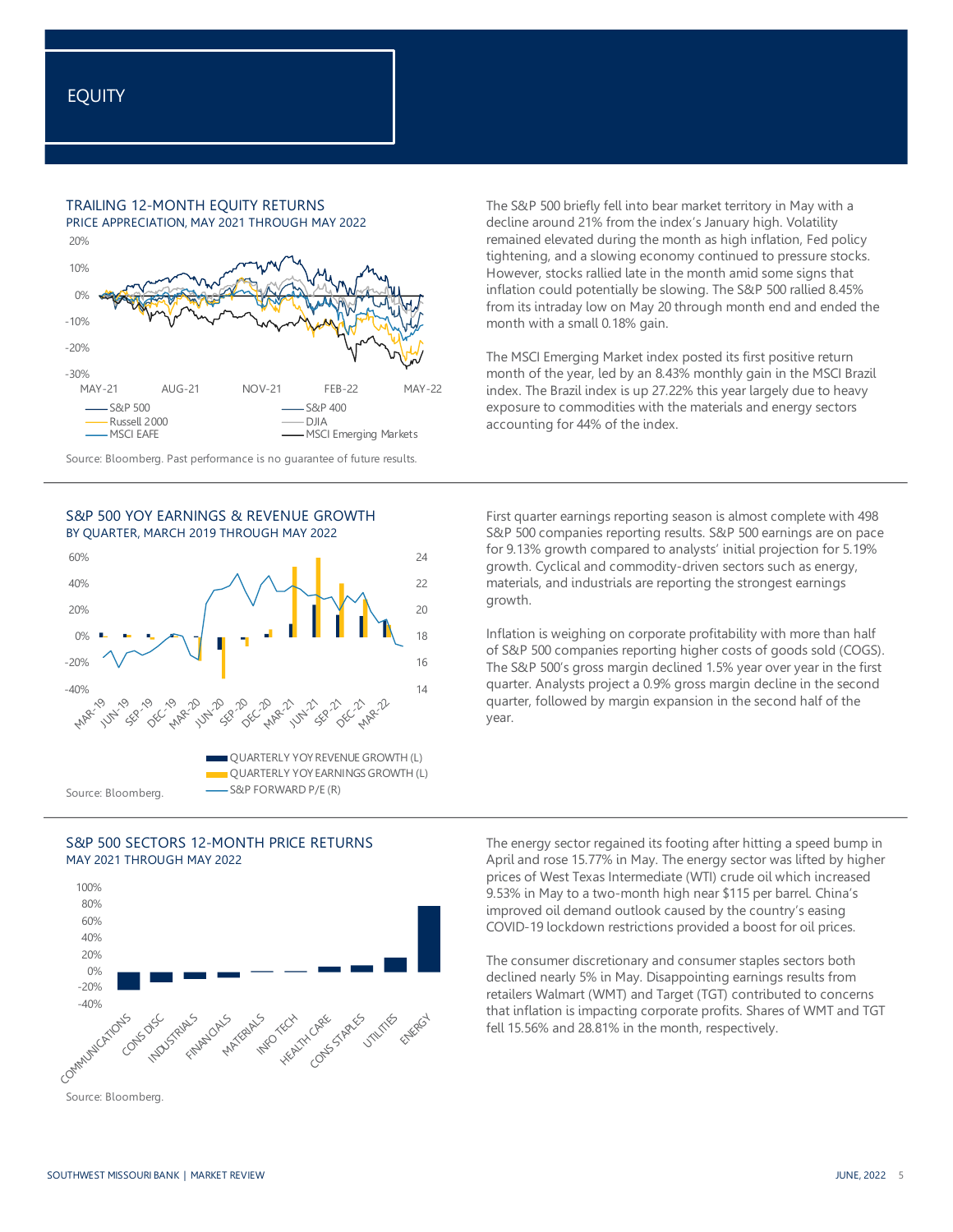# EQUITY

## TRAILING 12-MONTH EQUITY RETURNS

PRICE APPRECIATION, MAY 2021 THROUGH MAY 2022

20%
10%
0%
-10%
-20%
-30%

MAY-21 AUG-21 NOV-21 FEB-22 MAY-22

S&P 500 | S&P 400 | Russell 2000 | DJIA | MSCI EAFE | MSCI Emerging Markets

Source: Bloomberg. Past performance is no guarantee of future results.

The S&P 500 briefly fell into bear market territory in May with a decline around 21% from the index's January high. Volatility remained elevated during the month as high inflation, Fed policy tightening, and a slowing economy continued to pressure stocks. However, stocks rallied late in the month amid some signs that inflation could potentially be slowing. The S&P 500 rallied 8.45% from its intraday low on May 20 through month end and ended the month with a small 0.18% gain.

The MSCI Emerging Market index posted its first positive return month of the year, led by an 8.43% monthly gain in the MSCI Brazil index. The Brazil index is up 27.22% this year largely due to heavy exposure to commodities with the materials and energy sectors accounting for 44% of the index.

## S&P 500 YOY EARNINGS & REVENUE GROWTH

BY QUARTER, MARCH 2019 THROUGH MAY 2022

60% / 24
40% / 22
20% / 20
0% / 18
-20% / 16
-40% / 14

MAR-19 JUN-19 SEP-19 DEC-19 MAR-20 JUN-20 SEP-20 DEC-20 MAR-21 JUN-21 SEP-21 DEC-21 MAR-22

QUARTERLY YOY REVENUE GROWTH (L)
QUARTERLY YOY EARNINGS GROWTH (L)
S&P FORWARD P/E (R)

Source: Bloomberg.

First quarter earnings reporting season is almost complete with 498 S&P 500 companies reporting results. S&P 500 earnings are on pace for 9.13% growth compared to analysts' initial projection for 5.19% growth. Cyclical and commodity-driven sectors such as energy, materials, and industrials are reporting the strongest earnings growth.

Inflation is weighing on corporate profitability with more than half of S&P 500 companies reporting higher costs of goods sold (COGS). The S&P 500's gross margin declined 1.5% year over year in the first quarter. Analysts project a 0.9% gross margin decline in the second quarter, followed by margin expansion in the second half of the year.

## S&P 500 SECTORS 12-MONTH PRICE RETURNS

MAY 2021 THROUGH MAY 2022

100%
80%
60%
40%
20%
0%
-20%
-40%

COMMUNICATIONS, CONS DISC, INDUSTRIALS, FINANCIALS, MATERIALS, INFO TECH, HEALTH CARE, CONS STAPLES, UTILITIES, ENERGY

Source: Bloomberg.

The energy sector regained its footing after hitting a speed bump in April and rose 15.77% in May. The energy sector was lifted by higher prices of West Texas Intermediate (WTI) crude oil which increased 9.53% in May to a two-month high near $115 per barrel. China's improved oil demand outlook caused by the country's easing COVID-19 lockdown restrictions provided a boost for oil prices.

The consumer discretionary and consumer staples sectors both declined nearly 5% in May. Disappointing earnings results from retailers Walmart (WMT) and Target (TGT) contributed to concerns that inflation is impacting corporate profits. Shares of WMT and TGT fell 15.56% and 28.81% in the month, respectively.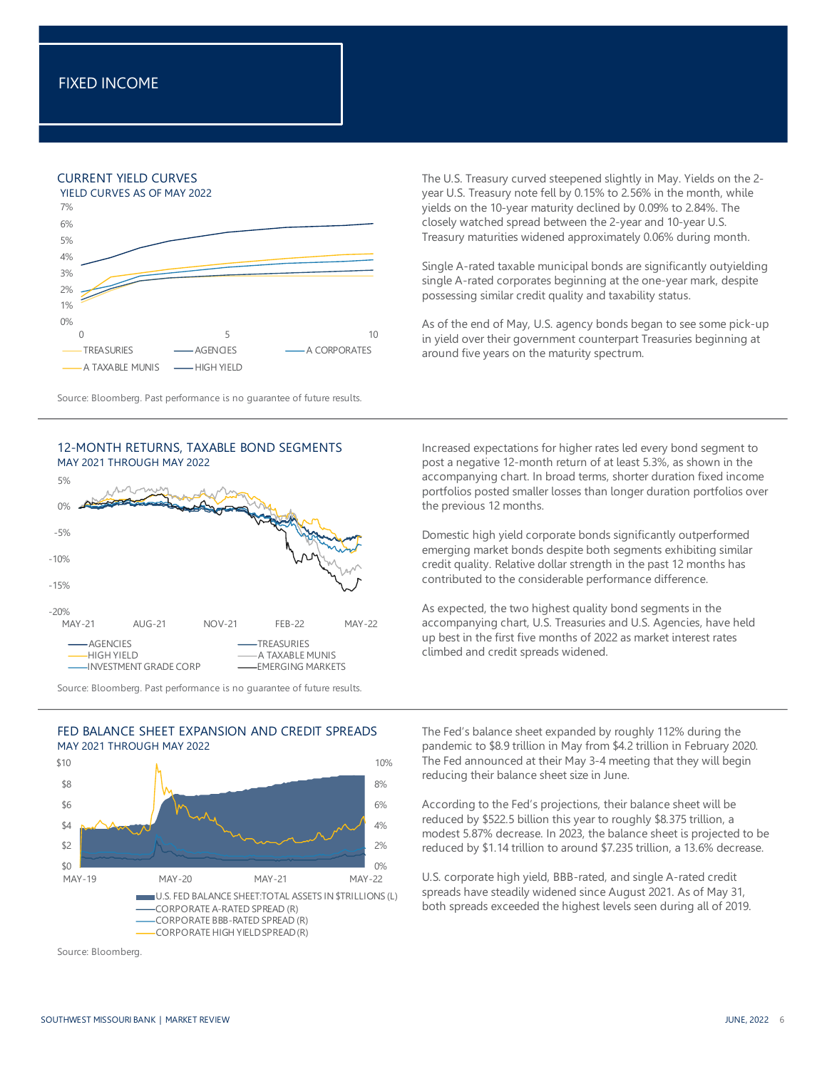# FIXED INCOME

## CURRENT YIELD CURVES

YIELD CURVES AS OF MAY 2022

TREASURIES, AGENCIES, A CORPORATES, A TAXABLE MUNIS, HIGH YIELD

Source: Bloomberg. Past performance is no guarantee of future results.

The U.S. Treasury curved steepened slightly in May. Yields on the 2-year U.S. Treasury note fell by 0.15% to 2.56% in the month, while yields on the 10-year maturity declined by 0.09% to 2.84%. The closely watched spread between the 2-year and 10-year U.S. Treasury maturities widened approximately 0.06% during month.

Single A-rated taxable municipal bonds are significantly outyielding single A-rated corporates beginning at the one-year mark, despite possessing similar credit quality and taxability status.

As of the end of May, U.S. agency bonds began to see some pick-up in yield over their government counterpart Treasuries beginning at around five years on the maturity spectrum.

## 12-MONTH RETURNS, TAXABLE BOND SEGMENTS

MAY 2021 THROUGH MAY 2022

AGENCIES, TREASURIES, HIGH YIELD, A TAXABLE MUNIS, INVESTMENT GRADE CORP, EMERGING MARKETS

Source: Bloomberg. Past performance is no guarantee of future results.

Increased expectations for higher rates led every bond segment to post a negative 12-month return of at least 5.3%, as shown in the accompanying chart. In broad terms, shorter duration fixed income portfolios posted smaller losses than longer duration portfolios over the previous 12 months.

Domestic high yield corporate bonds significantly outperformed emerging market bonds despite both segments exhibiting similar credit quality. Relative dollar strength in the past 12 months has contributed to the considerable performance difference.

As expected, the two highest quality bond segments in the accompanying chart, U.S. Treasuries and U.S. Agencies, have held up best in the first five months of 2022 as market interest rates climbed and credit spreads widened.

## FED BALANCE SHEET EXPANSION AND CREDIT SPREADS

MAY 2021 THROUGH MAY 2022

U.S. FED BALANCE SHEET:TOTAL ASSETS IN $TRILLIONS (L), CORPORATE A-RATED SPREAD (R), CORPORATE BBB-RATED SPREAD (R), CORPORATE HIGH YIELD SPREAD (R)

Source: Bloomberg.

The Fed's balance sheet expanded by roughly 112% during the pandemic to $8.9 trillion in May from $4.2 trillion in February 2020. The Fed announced at their May 3-4 meeting that they will begin reducing their balance sheet size in June.

According to the Fed's projections, their balance sheet will be reduced by $522.5 billion this year to roughly $8.375 trillion, a modest 5.87% decrease. In 2023, the balance sheet is projected to be reduced by $1.14 trillion to around $7.235 trillion, a 13.6% decrease.

U.S. corporate high yield, BBB-rated, and single A-rated credit spreads have steadily widened since August 2021. As of May 31, both spreads exceeded the highest levels seen during all of 2019.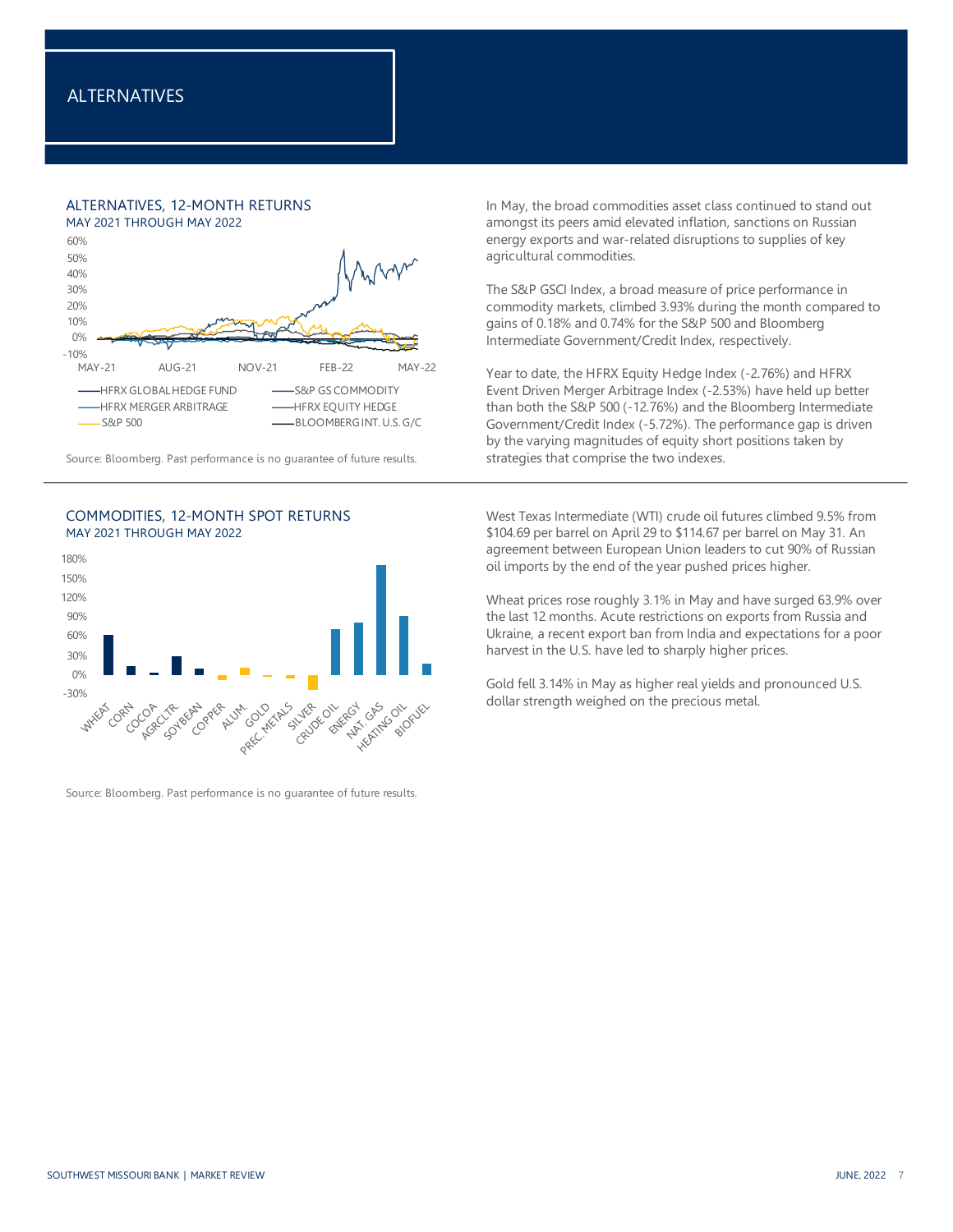# ALTERNATIVES

## ALTERNATIVES, 12-MONTH RETURNS
MAY 2021 THROUGH MAY 2022

Source: Bloomberg. Past performance is no guarantee of future results.

In May, the broad commodities asset class continued to stand out amongst its peers amid elevated inflation, sanctions on Russian energy exports and war-related disruptions to supplies of key agricultural commodities.

The S&P GSCI Index, a broad measure of price performance in commodity markets, climbed 3.93% during the month compared to gains of 0.18% and 0.74% for the S&P 500 and Bloomberg Intermediate Government/Credit Index, respectively.

Year to date, the HFRX Equity Hedge Index (-2.76%) and HFRX Event Driven Merger Arbitrage Index (-2.53%) have held up better than both the S&P 500 (-12.76%) and the Bloomberg Intermediate Government/Credit Index (-5.72%). The performance gap is driven by the varying magnitudes of equity short positions taken by strategies that comprise the two indexes.

## COMMODITIES, 12-MONTH SPOT RETURNS
MAY 2021 THROUGH MAY 2022

Source: Bloomberg. Past performance is no guarantee of future results.

West Texas Intermediate (WTI) crude oil futures climbed 9.5% from $104.69 per barrel on April 29 to $114.67 per barrel on May 31. An agreement between European Union leaders to cut 90% of Russian oil imports by the end of the year pushed prices higher.

Wheat prices rose roughly 3.1% in May and have surged 63.9% over the last 12 months. Acute restrictions on exports from Russia and Ukraine, a recent export ban from India and expectations for a poor harvest in the U.S. have led to sharply higher prices.

Gold fell 3.14% in May as higher real yields and pronounced U.S. dollar strength weighed on the precious metal.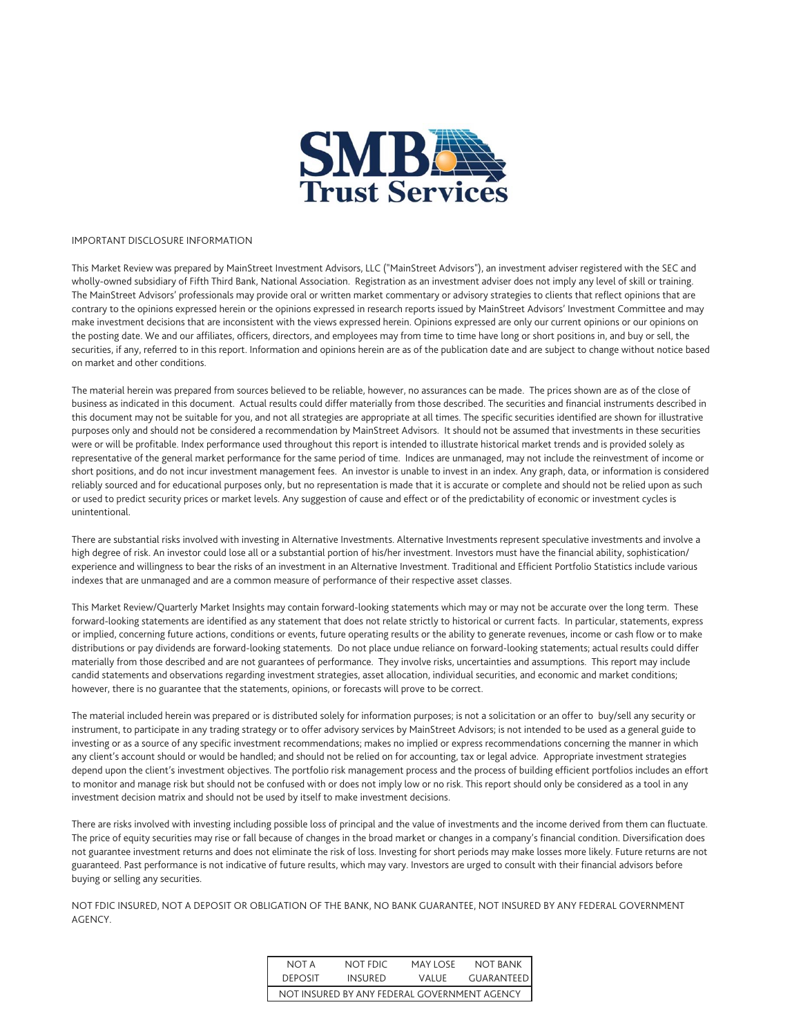SMB Trust Services

IMPORTANT DISCLOSURE INFORMATION

This Market Review was prepared by MainStreet Investment Advisors, LLC ("MainStreet Advisors"), an investment adviser registered with the SEC and wholly-owned subsidiary of Fifth Third Bank, National Association. Registration as an investment adviser does not imply any level of skill or training. The MainStreet Advisors' professionals may provide oral or written market commentary or advisory strategies to clients that reflect opinions that are contrary to the opinions expressed herein or the opinions expressed in research reports issued by MainStreet Advisors' Investment Committee and may make investment decisions that are inconsistent with the views expressed herein. Opinions expressed are only our current opinions or our opinions on the posting date. We and our affiliates, officers, directors, and employees may from time to time have long or short positions in, and buy or sell, the securities, if any, referred to in this report. Information and opinions herein are as of the publication date and are subject to change without notice based on market and other conditions.

The material herein was prepared from sources believed to be reliable, however, no assurances can be made. The prices shown are as of the close of business as indicated in this document. Actual results could differ materially from those described. The securities and financial instruments described in this document may not be suitable for you, and not all strategies are appropriate at all times. The specific securities identified are shown for illustrative purposes only and should not be considered a recommendation by MainStreet Advisors. It should not be assumed that investments in these securities were or will be profitable. Index performance used throughout this report is intended to illustrate historical market trends and is provided solely as representative of the general market performance for the same period of time. Indices are unmanaged, may not include the reinvestment of income or short positions, and do not incur investment management fees. An investor is unable to invest in an index. Any graph, data, or information is considered reliably sourced and for educational purposes only, but no representation is made that it is accurate or complete and should not be relied upon as such or used to predict security prices or market levels. Any suggestion of cause and effect or of the predictability of economic or investment cycles is unintentional.

There are substantial risks involved with investing in Alternative Investments. Alternative Investments represent speculative investments and involve a high degree of risk. An investor could lose all or a substantial portion of his/her investment. Investors must have the financial ability, sophistication/experience and willingness to bear the risks of an investment in an Alternative Investment. Traditional and Efficient Portfolio Statistics include various indexes that are unmanaged and are a common measure of performance of their respective asset classes.

This Market Review/Quarterly Market Insights may contain forward-looking statements which may or may not be accurate over the long term. These forward-looking statements are identified as any statement that does not relate strictly to historical or current facts. In particular, statements, express or implied, concerning future actions, conditions or events, future operating results or the ability to generate revenues, income or cash flow or to make distributions or pay dividends are forward-looking statements. Do not place undue reliance on forward-looking statements; actual results could differ materially from those described and are not guarantees of performance. They involve risks, uncertainties and assumptions. This report may include candid statements and observations regarding investment strategies, asset allocation, individual securities, and economic and market conditions; however, there is no guarantee that the statements, opinions, or forecasts will prove to be correct.

The material included herein was prepared or is distributed solely for information purposes; is not a solicitation or an offer to buy/sell any security or instrument, to participate in any trading strategy or to offer advisory services by MainStreet Advisors; is not intended to be used as a general guide to investing or as a source of any specific investment recommendations; makes no implied or express recommendations concerning the manner in which any client's account should or would be handled; and should not be relied on for accounting, tax or legal advice. Appropriate investment strategies depend upon the client's investment objectives. The portfolio risk management process and the process of building efficient portfolios includes an effort to monitor and manage risk but should not be confused with or does not imply low or no risk. This report should only be considered as a tool in any investment decision matrix and should not be used by itself to make investment decisions.

There are risks involved with investing including possible loss of principal and the value of investments and the income derived from them can fluctuate. The price of equity securities may rise or fall because of changes in the broad market or changes in a company's financial condition. Diversification does not guarantee investment returns and does not eliminate the risk of loss. Investing for short periods may make losses more likely. Future returns are not guaranteed. Past performance is not indicative of future results, which may vary. Investors are urged to consult with their financial advisors before buying or selling any securities.

NOT FDIC INSURED, NOT A DEPOSIT OR OBLIGATION OF THE BANK, NO BANK GUARANTEE, NOT INSURED BY ANY FEDERAL GOVERNMENT AGENCY.

| NOT A DEPOSIT | NOT FDIC INSURED | MAY LOSE VALUE | NOT BANK GUARANTEED |
|---|---|---|---|
| NOT INSURED BY ANY FEDERAL GOVERNMENT AGENCY | | | |